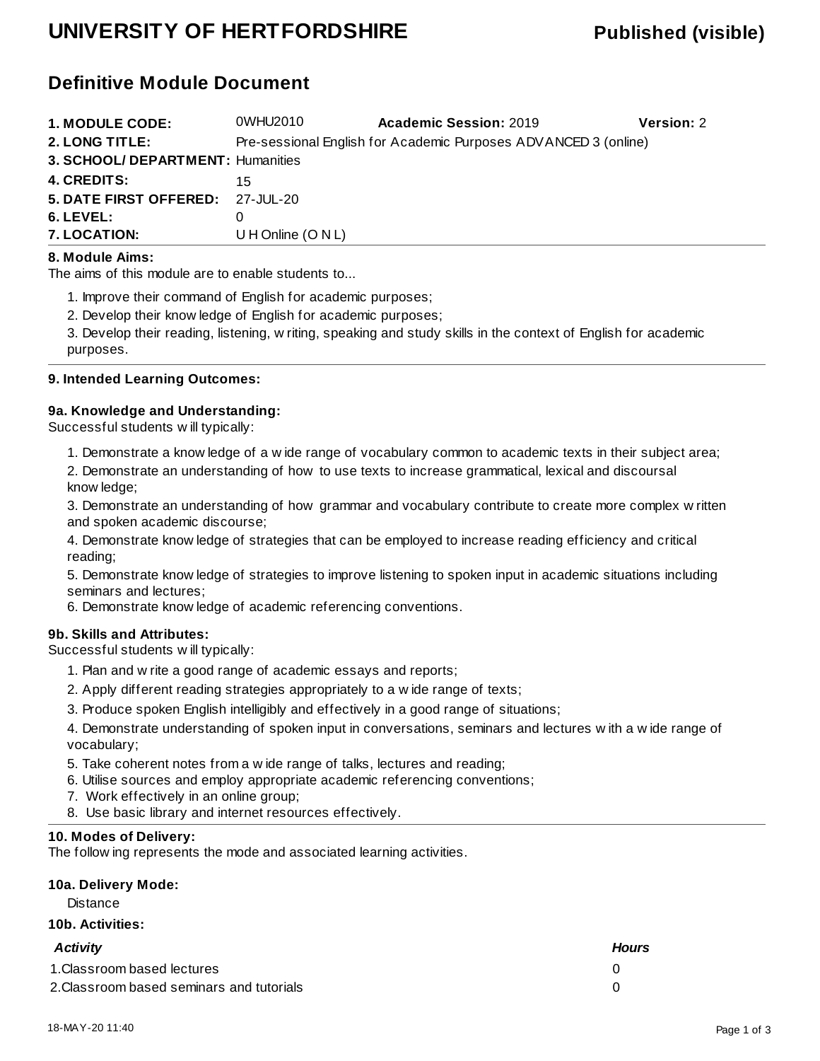# UNIVERSITY OF HERTFORDSHIRE

**Published (visible)**

## Definitive Module Document

| | | | |
|---|---|---|---|
| **1. MODULE CODE:** | 0WHU2010 | **Academic Session:** 2019 | **Version:** 2 |
| **2. LONG TITLE:** | Pre-sessional English for Academic Purposes ADVANCED 3 (online) | | |
| **3. SCHOOL/ DEPARTMENT:** | Humanities | | |
| **4. CREDITS:** | 15 | | |
| **5. DATE FIRST OFFERED:** | 27-JUL-20 | | |
| **6. LEVEL:** | 0 | | |
| **7. LOCATION:** | U H Online (O N L) | | |

### 8. Module Aims:

The aims of this module are to enable students to...

1. Improve their command of English for academic purposes;
2. Develop their knowledge of English for academic purposes;
3. Develop their reading, listening, writing, speaking and study skills in the context of English for academic purposes.

### 9. Intended Learning Outcomes:

#### 9a. Knowledge and Understanding:

Successful students will typically:

1. Demonstrate a knowledge of a wide range of vocabulary common to academic texts in their subject area;
2. Demonstrate an understanding of how to use texts to increase grammatical, lexical and discoursal knowledge;
3. Demonstrate an understanding of how grammar and vocabulary contribute to create more complex written and spoken academic discourse;
4. Demonstrate knowledge of strategies that can be employed to increase reading efficiency and critical reading;
5. Demonstrate knowledge of strategies to improve listening to spoken input in academic situations including seminars and lectures;
6. Demonstrate knowledge of academic referencing conventions.

#### 9b. Skills and Attributes:

Successful students will typically:

1. Plan and write a good range of academic essays and reports;
2. Apply different reading strategies appropriately to a wide range of texts;
3. Produce spoken English intelligibly and effectively in a good range of situations;
4. Demonstrate understanding of spoken input in conversations, seminars and lectures with a wide range of vocabulary;
5. Take coherent notes from a wide range of talks, lectures and reading;
6. Utilise sources and employ appropriate academic referencing conventions;
7. Work effectively in an online group;
8. Use basic library and internet resources effectively.

### 10. Modes of Delivery:

The following represents the mode and associated learning activities.

#### 10a. Delivery Mode:

Distance

#### 10b. Activities:

| *Activity* | *Hours* |
|---|---|
| 1.Classroom based lectures | 0 |
| 2.Classroom based seminars and tutorials | 0 |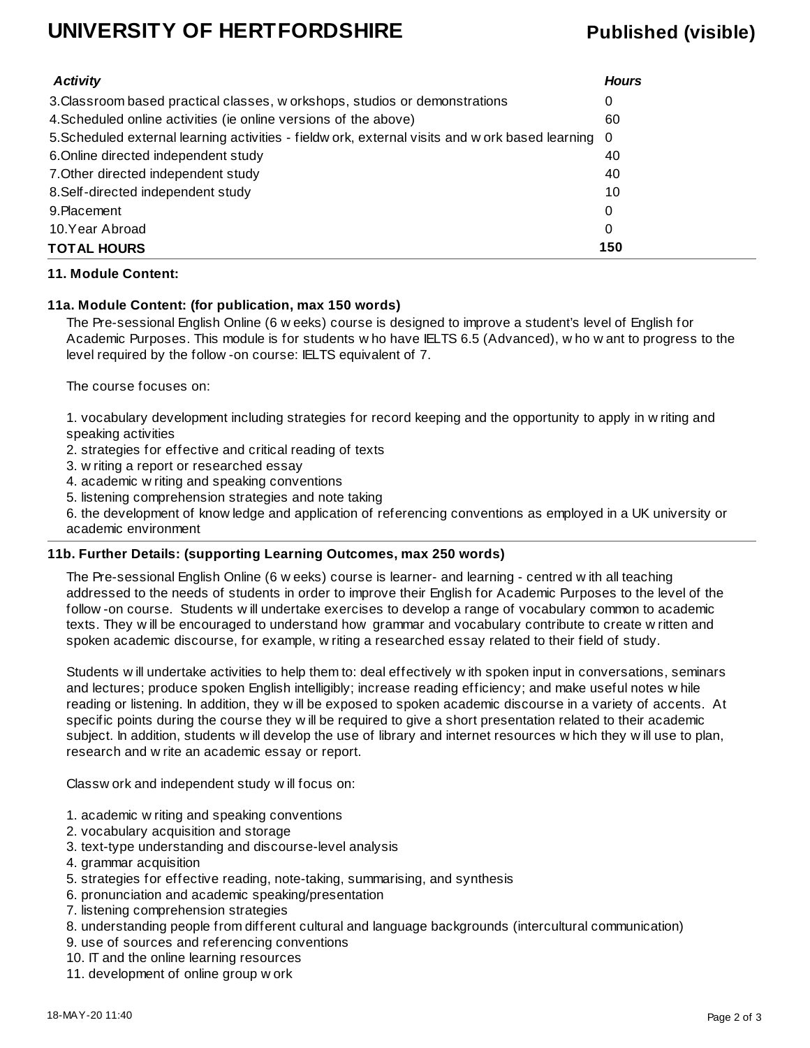| *Activity* | *Hours* |
|---|---|
| 3.Classroom based practical classes, workshops, studios or demonstrations | 0 |
| 4.Scheduled online activities (ie online versions of the above) | 60 |
| 5.Scheduled external learning activities - fieldwork, external visits and work based learning | 0 |
| 6.Online directed independent study | 40 |
| 7.Other directed independent study | 40 |
| 8.Self-directed independent study | 10 |
| 9.Placement | 0 |
| 10.Year Abroad | 0 |
| **TOTAL HOURS** | **150** |

### 11. Module Content:

### 11a. Module Content: (for publication, max 150 words)

The Pre-sessional English Online (6 weeks) course is designed to improve a student's level of English for Academic Purposes. This module is for students who have IELTS 6.5 (Advanced), who want to progress to the level required by the follow-on course: IELTS equivalent of 7.

The course focuses on:

1. vocabulary development including strategies for record keeping and the opportunity to apply in writing and speaking activities
2. strategies for effective and critical reading of texts
3. writing a report or researched essay
4. academic writing and speaking conventions
5. listening comprehension strategies and note taking
6. the development of knowledge and application of referencing conventions as employed in a UK university or academic environment

### 11b. Further Details: (supporting Learning Outcomes, max 250 words)

The Pre-sessional English Online (6 weeks) course is learner- and learning - centred with all teaching addressed to the needs of students in order to improve their English for Academic Purposes to the level of the follow-on course. Students will undertake exercises to develop a range of vocabulary common to academic texts. They will be encouraged to understand how grammar and vocabulary contribute to create written and spoken academic discourse, for example, writing a researched essay related to their field of study.

Students will undertake activities to help them to: deal effectively with spoken input in conversations, seminars and lectures; produce spoken English intelligibly; increase reading efficiency; and make useful notes while reading or listening. In addition, they will be exposed to spoken academic discourse in a variety of accents. At specific points during the course they will be required to give a short presentation related to their academic subject. In addition, students will develop the use of library and internet resources which they will use to plan, research and write an academic essay or report.

Classwork and independent study will focus on:

1. academic writing and speaking conventions
2. vocabulary acquisition and storage
3. text-type understanding and discourse-level analysis
4. grammar acquisition
5. strategies for effective reading, note-taking, summarising, and synthesis
6. pronunciation and academic speaking/presentation
7. listening comprehension strategies
8. understanding people from different cultural and language backgrounds (intercultural communication)
9. use of sources and referencing conventions
10. IT and the online learning resources
11. development of online group work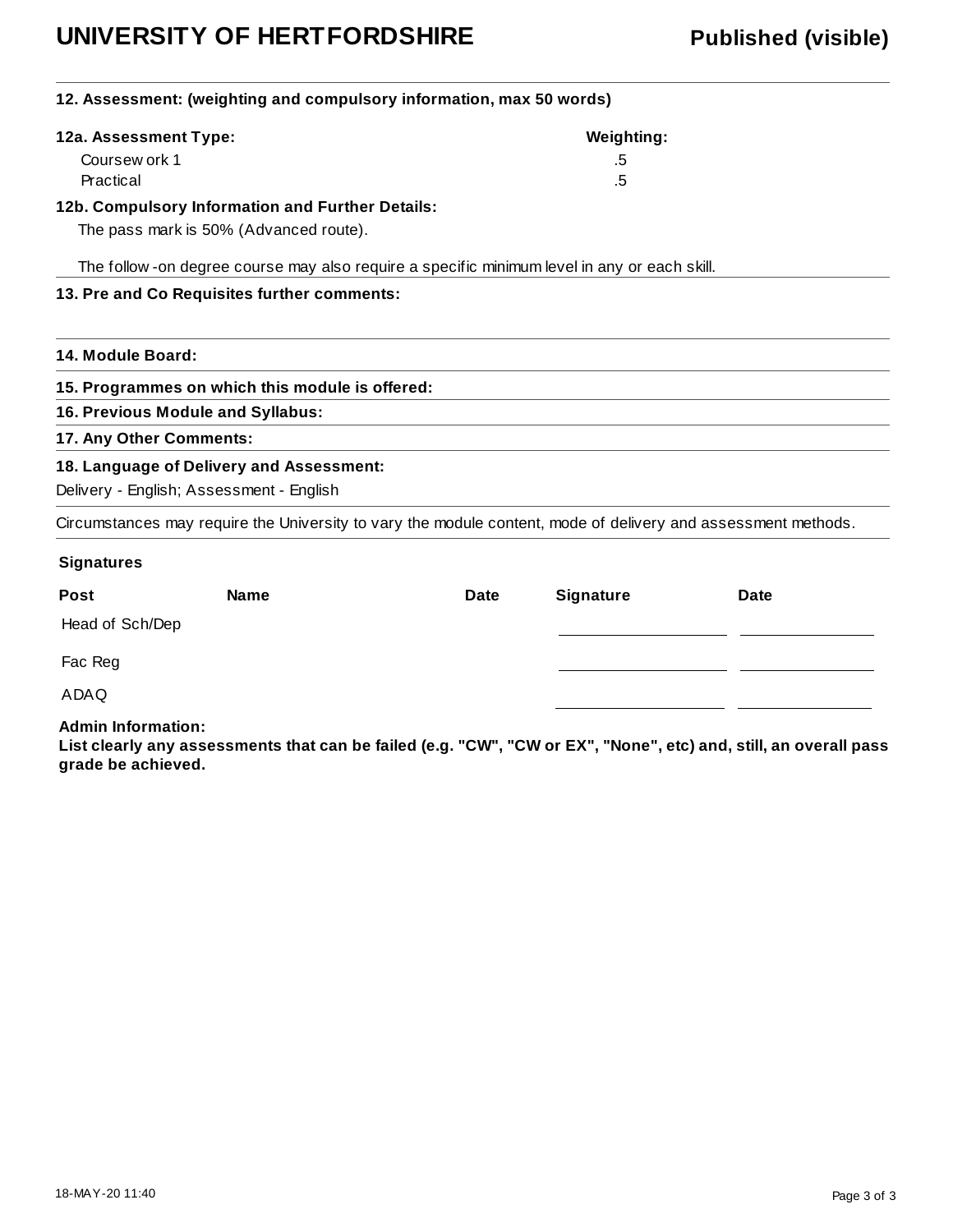**12. Assessment: (weighting and compulsory information, max 50 words)**

| 12a. Assessment Type: | Weighting: |
|---|---|
| Coursework 1 | .5 |
| Practical | .5 |

**12b. Compulsory Information and Further Details:**

The pass mark is 50% (Advanced route).

The follow-on degree course may also require a specific minimum level in any or each skill.

**13. Pre and Co Requisites further comments:**

**14. Module Board:**

**15. Programmes on which this module is offered:**

**16. Previous Module and Syllabus:**

**17. Any Other Comments:**

**18. Language of Delivery and Assessment:**

Delivery - English; Assessment - English

Circumstances may require the University to vary the module content, mode of delivery and assessment methods.

**Signatures**

| Post | Name | Date | Signature | Date |
|---|---|---|---|---|
| Head of Sch/Dep | | | | |
| Fac Reg | | | | |
| ADAQ | | | | |

**Admin Information:**

**List clearly any assessments that can be failed (e.g. "CW", "CW or EX", "None", etc) and, still, an overall pass grade be achieved.**

18-MAY-20 11:40